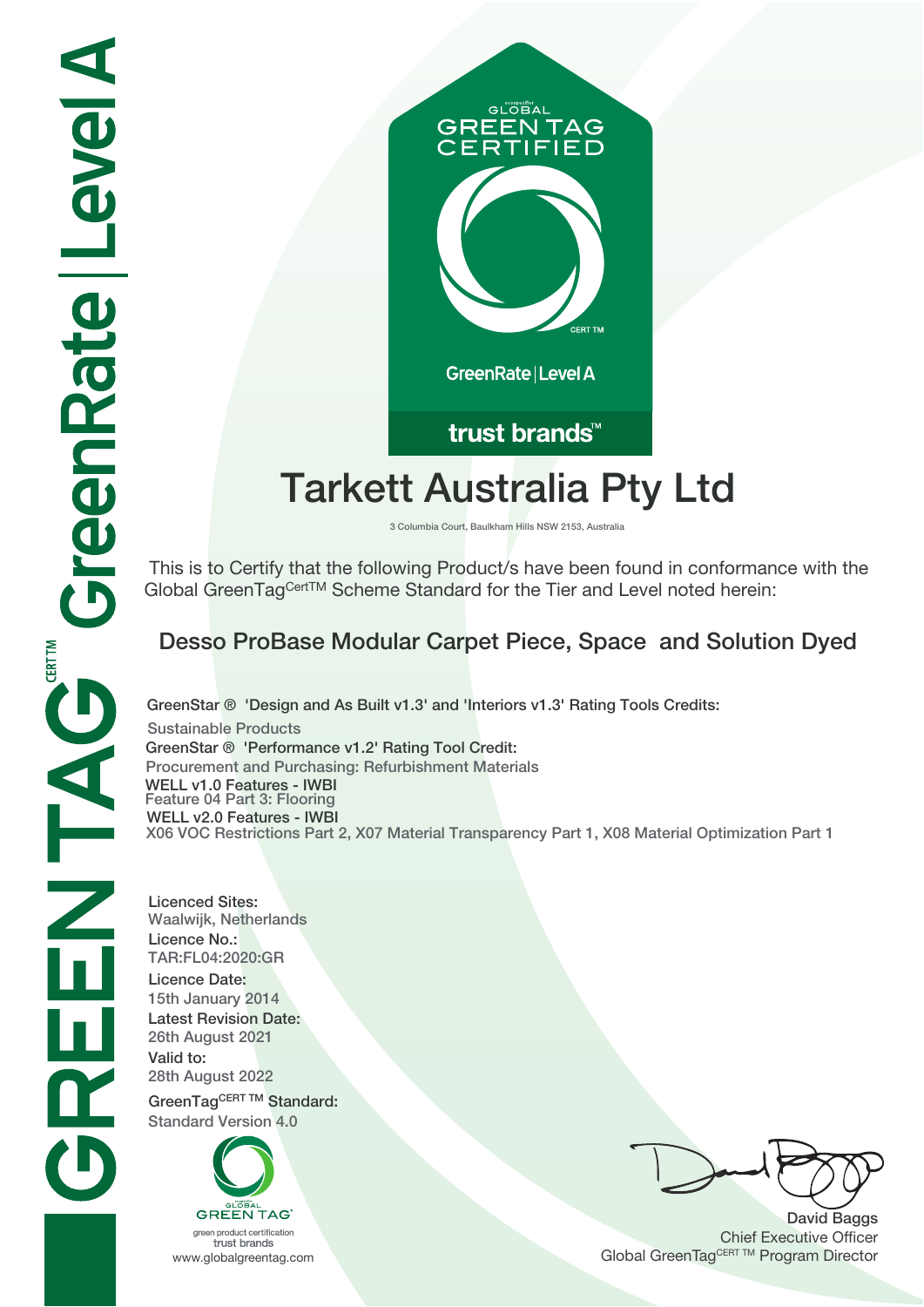GREEN TAG CERT TM GreenRate | Level A

GLOBAL GREEN TAG CERTIFIED

CERT TM

GreenRate | Level A

trust brands™

# Tarkett Australia Pty Ltd

3 Columbia Court, Baulkham Hills NSW 2153, Australia

This is to Certify that the following Product/s have been found in conformance with the Global GreenTag[CertTM] Scheme Standard for the Tier and Level noted herein:

## Desso ProBase Modular Carpet Piece, Space and Solution Dyed

**GreenStar ® 'Design and As Built v1.3' and 'Interiors v1.3' Rating Tools Credits:**
Sustainable Products

**GreenStar ® 'Performance v1.2' Rating Tool Credit:**
Procurement and Purchasing: Refurbishment Materials

**WELL v1.0 Features - IWBI**
Feature 04 Part 3: Flooring

**WELL v2.0 Features - IWBI**
X06 VOC Restrictions Part 2, X07 Material Transparency Part 1, X08 Material Optimization Part 1

**Licenced Sites:**
Waalwijk, Netherlands

**Licence No.:**
TAR:FL04:2020:GR

**Licence Date:**
15th January 2014

**Latest Revision Date:**
26th August 2021

**Valid to:**
28th August 2022

**GreenTag[CERT TM] Standard:**
Standard Version 4.0

GLOBAL GREEN TAG
green product certification
trust brands
www.globalgreentag.com

David Baggs
Chief Executive Officer
Global GreenTag[CERT TM] Program Director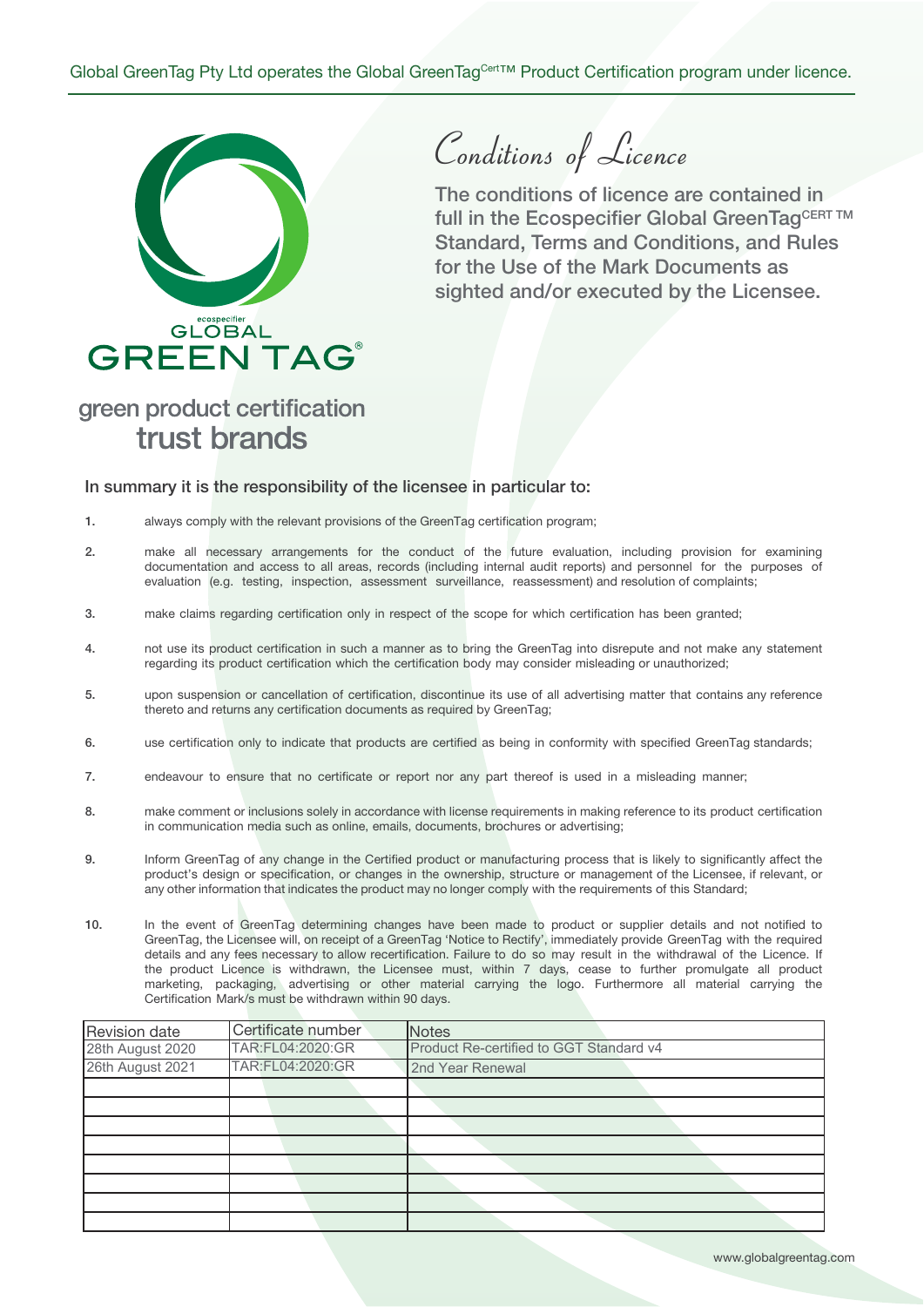Global GreenTag Pty Ltd operates the Global GreenTag[Cert]™ Product Certification program under licence.

ecospecifier GLOBAL GREEN TAG®

green product certification
trust brands

# Conditions of Licence

**The conditions of licence are contained in full in the Ecospecifier Global GreenTag[CERT TM] Standard, Terms and Conditions, and Rules for the Use of the Mark Documents as sighted and/or executed by the Licensee.**

## In summary it is the responsibility of the licensee in particular to:

1. always comply with the relevant provisions of the GreenTag certification program;
2. make all necessary arrangements for the conduct of the future evaluation, including provision for examining documentation and access to all areas, records (including internal audit reports) and personnel for the purposes of evaluation (e.g. testing, inspection, assessment surveillance, reassessment) and resolution of complaints;
3. make claims regarding certification only in respect of the scope for which certification has been granted;
4. not use its product certification in such a manner as to bring the GreenTag into disrepute and not make any statement regarding its product certification which the certification body may consider misleading or unauthorized;
5. upon suspension or cancellation of certification, discontinue its use of all advertising matter that contains any reference thereto and returns any certification documents as required by GreenTag;
6. use certification only to indicate that products are certified as being in conformity with specified GreenTag standards;
7. endeavour to ensure that no certificate or report nor any part thereof is used in a misleading manner;
8. make comment or inclusions solely in accordance with license requirements in making reference to its product certification in communication media such as online, emails, documents, brochures or advertising;
9. Inform GreenTag of any change in the Certified product or manufacturing process that is likely to significantly affect the product's design or specification, or changes in the ownership, structure or management of the Licensee, if relevant, or any other information that indicates the product may no longer comply with the requirements of this Standard;
10. In the event of GreenTag determining changes have been made to product or supplier details and not notified to GreenTag, the Licensee will, on receipt of a GreenTag 'Notice to Rectify', immediately provide GreenTag with the required details and any fees necessary to allow recertification. Failure to do so may result in the withdrawal of the Licence. If the product Licence is withdrawn, the Licensee must, within 7 days, cease to further promulgate all product marketing, packaging, advertising or other material carrying the logo. Furthermore all material carrying the Certification Mark/s must be withdrawn within 90 days.

| Revision date | Certificate number | Notes |
|---|---|---|
| 28th August 2020 | TAR:FL04:2020:GR | Product Re-certified to GGT Standard v4 |
| 26th August 2021 | TAR:FL04:2020:GR | 2nd Year Renewal |
| | | |
| | | |
| | | |
| | | |
| | | |
| | | |
| | | |
| | | |

www.globalgreentag.com